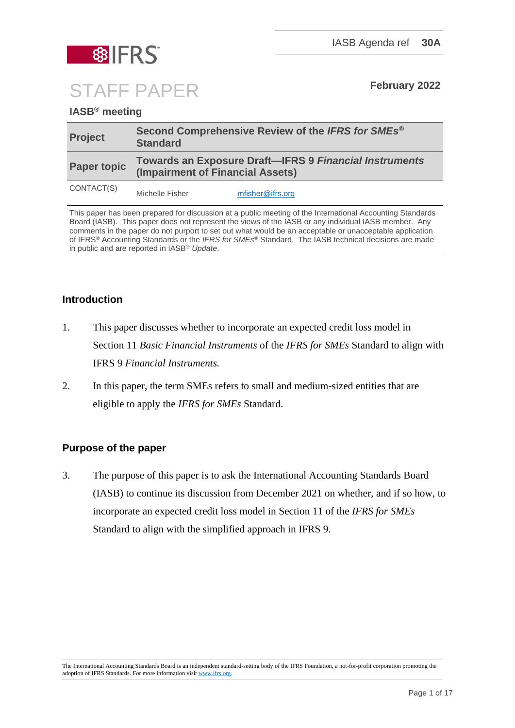IASB Agenda ref **30A**

# STAFF PAPER

**February 2022**

**IASB® meeting**

| | |
|---|---|
| **Project** | **Second Comprehensive Review of the *IFRS for SMEs*® Standard** |
| **Paper topic** | **Towards an Exposure Draft—IFRS 9 *Financial Instruments* (Impairment of Financial Assets)** |
| CONTACT(S) | Michelle Fisher mfisher@ifrs.org |

This paper has been prepared for discussion at a public meeting of the International Accounting Standards Board (IASB). This paper does not represent the views of the IASB or any individual IASB member. Any comments in the paper do not purport to set out what would be an acceptable or unacceptable application of IFRS® Accounting Standards or the *IFRS for SMEs*® Standard. The IASB technical decisions are made in public and are reported in IASB® *Update*.

## Introduction

1. This paper discusses whether to incorporate an expected credit loss model in Section 11 *Basic Financial Instruments* of the *IFRS for SMEs* Standard to align with IFRS 9 *Financial Instruments.*

2. In this paper, the term SMEs refers to small and medium-sized entities that are eligible to apply the *IFRS for SMEs* Standard.

## Purpose of the paper

3. The purpose of this paper is to ask the International Accounting Standards Board (IASB) to continue its discussion from December 2021 on whether, and if so how, to incorporate an expected credit loss model in Section 11 of the *IFRS for SMEs* Standard to align with the simplified approach in IFRS 9.

The International Accounting Standards Board is an independent standard-setting body of the IFRS Foundation, a not-for-profit corporation promoting the adoption of IFRS Standards. For more information visit www.ifrs.org.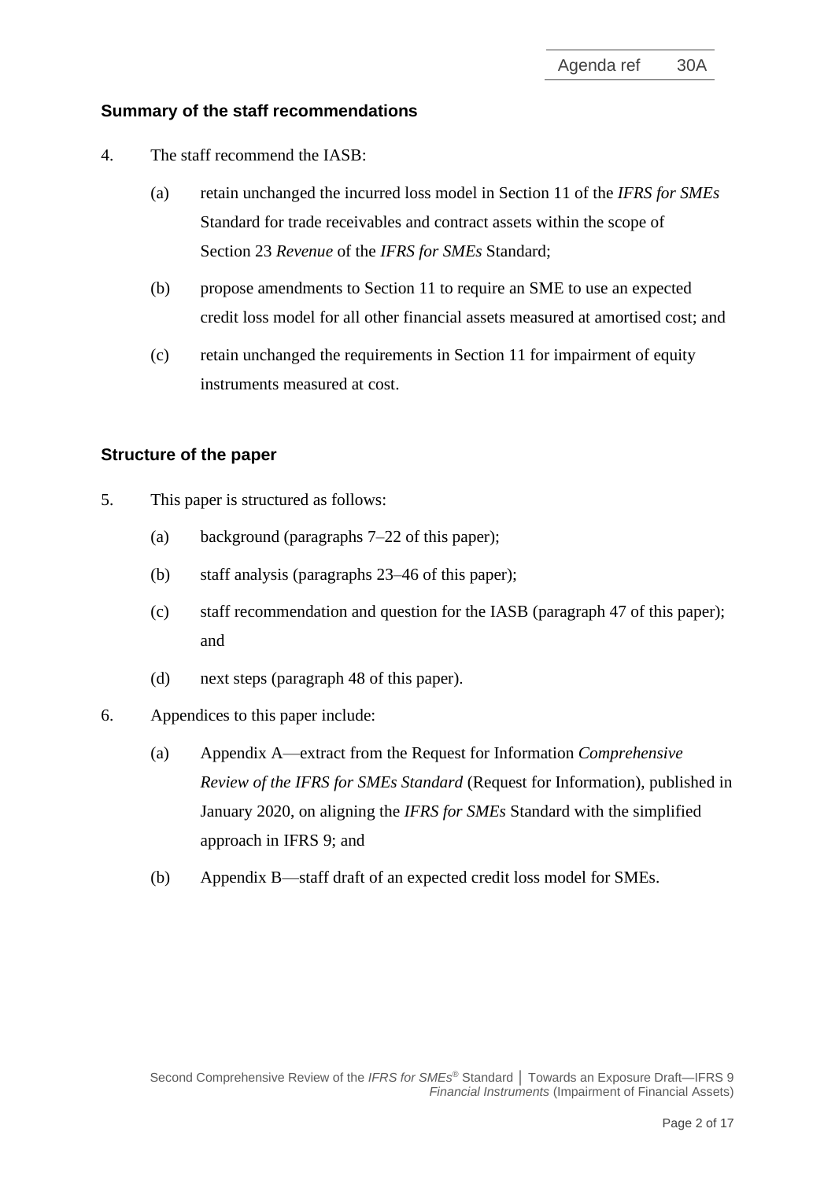## Summary of the staff recommendations

4. The staff recommend the IASB:

   (a) retain unchanged the incurred loss model in Section 11 of the *IFRS for SMEs* Standard for trade receivables and contract assets within the scope of Section 23 *Revenue* of the *IFRS for SMEs* Standard;

   (b) propose amendments to Section 11 to require an SME to use an expected credit loss model for all other financial assets measured at amortised cost; and

   (c) retain unchanged the requirements in Section 11 for impairment of equity instruments measured at cost.

## Structure of the paper

5. This paper is structured as follows:

   (a) background (paragraphs 7–22 of this paper);

   (b) staff analysis (paragraphs 23–46 of this paper);

   (c) staff recommendation and question for the IASB (paragraph 47 of this paper); and

   (d) next steps (paragraph 48 of this paper).

6. Appendices to this paper include:

   (a) Appendix A—extract from the Request for Information *Comprehensive Review of the IFRS for SMEs Standard* (Request for Information), published in January 2020, on aligning the *IFRS for SMEs* Standard with the simplified approach in IFRS 9; and

   (b) Appendix B—staff draft of an expected credit loss model for SMEs.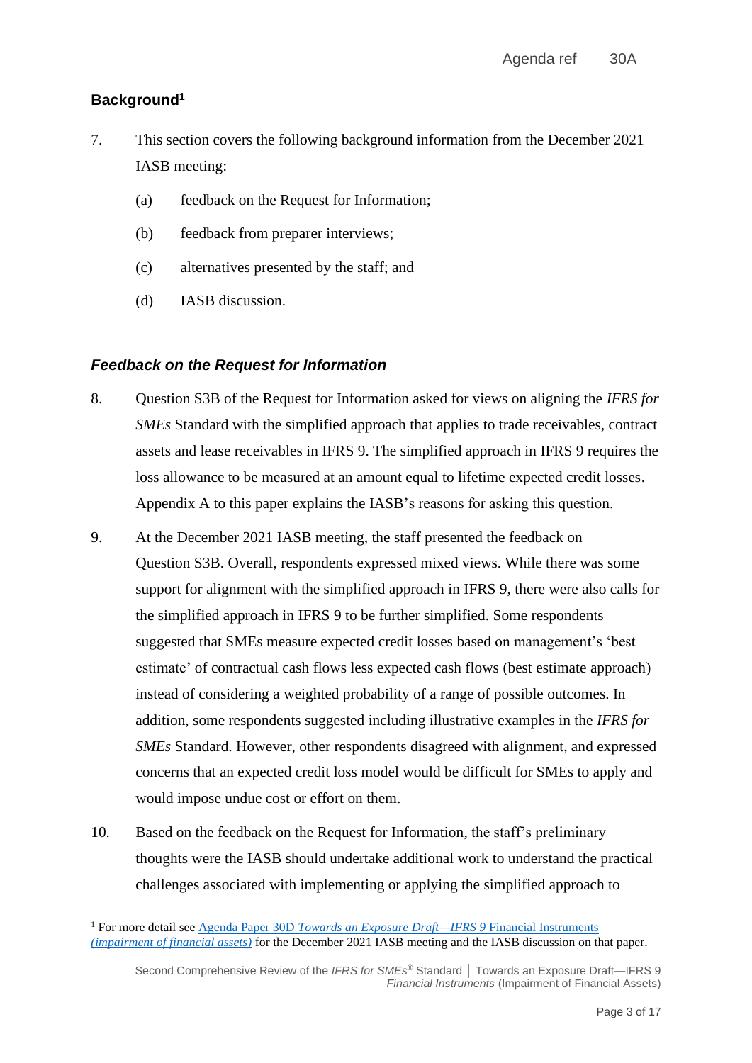## Background[1]

7. This section covers the following background information from the December 2021 IASB meeting:

   (a) feedback on the Request for Information;

   (b) feedback from preparer interviews;

   (c) alternatives presented by the staff; and

   (d) IASB discussion.

### *Feedback on the Request for Information*

8. Question S3B of the Request for Information asked for views on aligning the *IFRS for SMEs* Standard with the simplified approach that applies to trade receivables, contract assets and lease receivables in IFRS 9. The simplified approach in IFRS 9 requires the loss allowance to be measured at an amount equal to lifetime expected credit losses. Appendix A to this paper explains the IASB's reasons for asking this question.

9. At the December 2021 IASB meeting, the staff presented the feedback on Question S3B. Overall, respondents expressed mixed views. While there was some support for alignment with the simplified approach in IFRS 9, there were also calls for the simplified approach in IFRS 9 to be further simplified. Some respondents suggested that SMEs measure expected credit losses based on management's 'best estimate' of contractual cash flows less expected cash flows (best estimate approach) instead of considering a weighted probability of a range of possible outcomes. In addition, some respondents suggested including illustrative examples in the *IFRS for SMEs* Standard. However, other respondents disagreed with alignment, and expressed concerns that an expected credit loss model would be difficult for SMEs to apply and would impose undue cost or effort on them.

10. Based on the feedback on the Request for Information, the staff's preliminary thoughts were the IASB should undertake additional work to understand the practical challenges associated with implementing or applying the simplified approach to

---

[1] For more detail see Agenda Paper 30D *Towards an Exposure Draft—IFRS 9* Financial Instruments *(impairment of financial assets)* for the December 2021 IASB meeting and the IASB discussion on that paper.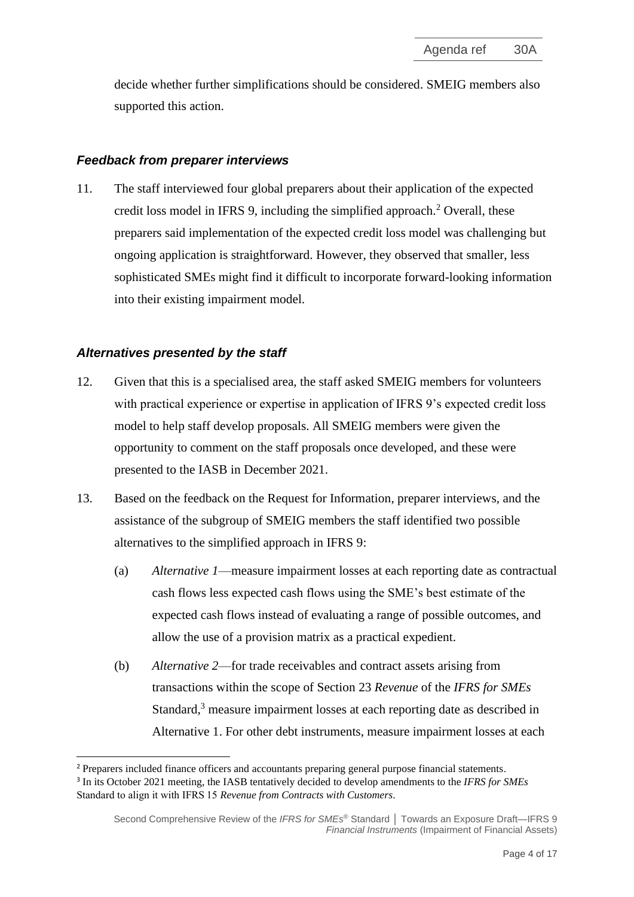decide whether further simplifications should be considered. SMEIG members also supported this action.

### *Feedback from preparer interviews*

11. The staff interviewed four global preparers about their application of the expected credit loss model in IFRS 9, including the simplified approach.[2] Overall, these preparers said implementation of the expected credit loss model was challenging but ongoing application is straightforward. However, they observed that smaller, less sophisticated SMEs might find it difficult to incorporate forward-looking information into their existing impairment model.

### *Alternatives presented by the staff*

12. Given that this is a specialised area, the staff asked SMEIG members for volunteers with practical experience or expertise in application of IFRS 9's expected credit loss model to help staff develop proposals. All SMEIG members were given the opportunity to comment on the staff proposals once developed, and these were presented to the IASB in December 2021.

13. Based on the feedback on the Request for Information, preparer interviews, and the assistance of the subgroup of SMEIG members the staff identified two possible alternatives to the simplified approach in IFRS 9:

    (a) *Alternative 1*—measure impairment losses at each reporting date as contractual cash flows less expected cash flows using the SME's best estimate of the expected cash flows instead of evaluating a range of possible outcomes, and allow the use of a provision matrix as a practical expedient.

    (b) *Alternative 2*—for trade receivables and contract assets arising from transactions within the scope of Section 23 *Revenue* of the *IFRS for SMEs* Standard,[3] measure impairment losses at each reporting date as described in Alternative 1. For other debt instruments, measure impairment losses at each

[2] Preparers included finance officers and accountants preparing general purpose financial statements.

[3] In its October 2021 meeting, the IASB tentatively decided to develop amendments to the *IFRS for SMEs* Standard to align it with IFRS 15 *Revenue from Contracts with Customers*.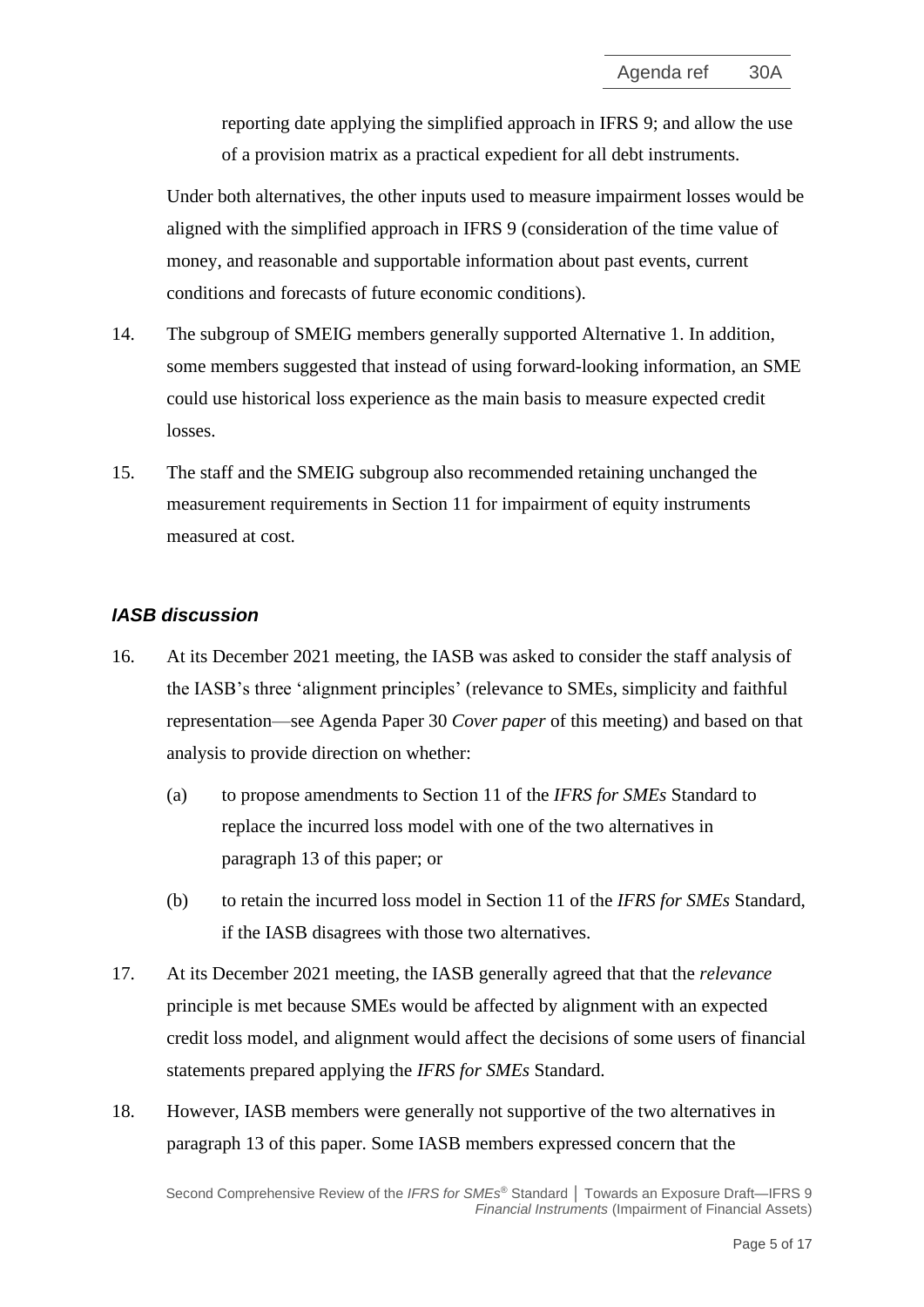reporting date applying the simplified approach in IFRS 9; and allow the use of a provision matrix as a practical expedient for all debt instruments.

Under both alternatives, the other inputs used to measure impairment losses would be aligned with the simplified approach in IFRS 9 (consideration of the time value of money, and reasonable and supportable information about past events, current conditions and forecasts of future economic conditions).

14. The subgroup of SMEIG members generally supported Alternative 1. In addition, some members suggested that instead of using forward-looking information, an SME could use historical loss experience as the main basis to measure expected credit losses.

15. The staff and the SMEIG subgroup also recommended retaining unchanged the measurement requirements in Section 11 for impairment of equity instruments measured at cost.

### *IASB discussion*

16. At its December 2021 meeting, the IASB was asked to consider the staff analysis of the IASB's three 'alignment principles' (relevance to SMEs, simplicity and faithful representation—see Agenda Paper 30 *Cover paper* of this meeting) and based on that analysis to provide direction on whether:

    (a) to propose amendments to Section 11 of the *IFRS for SMEs* Standard to replace the incurred loss model with one of the two alternatives in paragraph 13 of this paper; or

    (b) to retain the incurred loss model in Section 11 of the *IFRS for SMEs* Standard, if the IASB disagrees with those two alternatives.

17. At its December 2021 meeting, the IASB generally agreed that that the *relevance* principle is met because SMEs would be affected by alignment with an expected credit loss model, and alignment would affect the decisions of some users of financial statements prepared applying the *IFRS for SMEs* Standard.

18. However, IASB members were generally not supportive of the two alternatives in paragraph 13 of this paper. Some IASB members expressed concern that the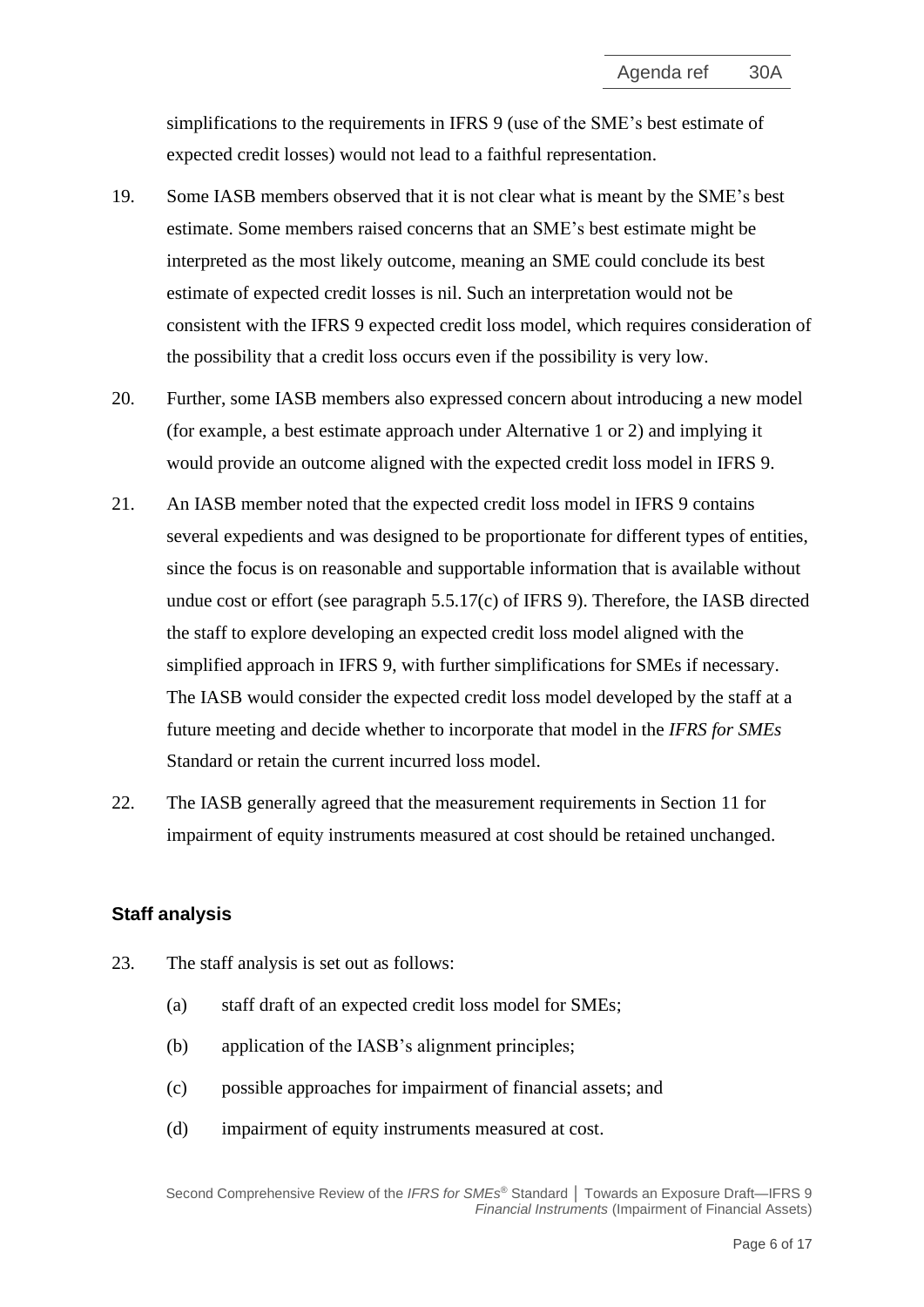simplifications to the requirements in IFRS 9 (use of the SME's best estimate of expected credit losses) would not lead to a faithful representation.

19. Some IASB members observed that it is not clear what is meant by the SME's best estimate. Some members raised concerns that an SME's best estimate might be interpreted as the most likely outcome, meaning an SME could conclude its best estimate of expected credit losses is nil. Such an interpretation would not be consistent with the IFRS 9 expected credit loss model, which requires consideration of the possibility that a credit loss occurs even if the possibility is very low.

20. Further, some IASB members also expressed concern about introducing a new model (for example, a best estimate approach under Alternative 1 or 2) and implying it would provide an outcome aligned with the expected credit loss model in IFRS 9.

21. An IASB member noted that the expected credit loss model in IFRS 9 contains several expedients and was designed to be proportionate for different types of entities, since the focus is on reasonable and supportable information that is available without undue cost or effort (see paragraph 5.5.17(c) of IFRS 9). Therefore, the IASB directed the staff to explore developing an expected credit loss model aligned with the simplified approach in IFRS 9, with further simplifications for SMEs if necessary. The IASB would consider the expected credit loss model developed by the staff at a future meeting and decide whether to incorporate that model in the *IFRS for SMEs* Standard or retain the current incurred loss model.

22. The IASB generally agreed that the measurement requirements in Section 11 for impairment of equity instruments measured at cost should be retained unchanged.

## Staff analysis

23. The staff analysis is set out as follows:

    (a) staff draft of an expected credit loss model for SMEs;

    (b) application of the IASB's alignment principles;

    (c) possible approaches for impairment of financial assets; and

    (d) impairment of equity instruments measured at cost.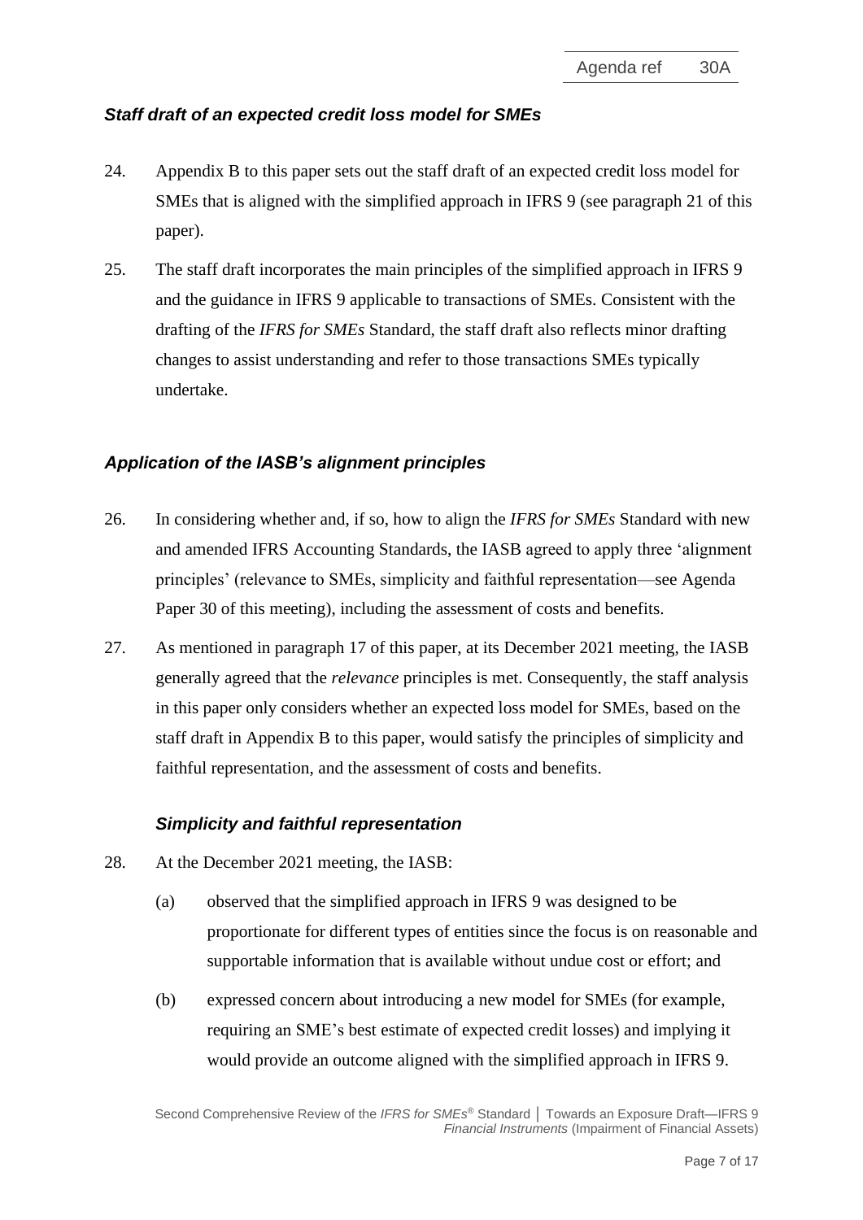### *Staff draft of an expected credit loss model for SMEs*

24. Appendix B to this paper sets out the staff draft of an expected credit loss model for SMEs that is aligned with the simplified approach in IFRS 9 (see paragraph 21 of this paper).

25. The staff draft incorporates the main principles of the simplified approach in IFRS 9 and the guidance in IFRS 9 applicable to transactions of SMEs. Consistent with the drafting of the *IFRS for SMEs* Standard, the staff draft also reflects minor drafting changes to assist understanding and refer to those transactions SMEs typically undertake.

### *Application of the IASB's alignment principles*

26. In considering whether and, if so, how to align the *IFRS for SMEs* Standard with new and amended IFRS Accounting Standards, the IASB agreed to apply three 'alignment principles' (relevance to SMEs, simplicity and faithful representation—see Agenda Paper 30 of this meeting), including the assessment of costs and benefits.

27. As mentioned in paragraph 17 of this paper, at its December 2021 meeting, the IASB generally agreed that the *relevance* principles is met. Consequently, the staff analysis in this paper only considers whether an expected loss model for SMEs, based on the staff draft in Appendix B to this paper, would satisfy the principles of simplicity and faithful representation, and the assessment of costs and benefits.

#### *Simplicity and faithful representation*

28. At the December 2021 meeting, the IASB:

    (a) observed that the simplified approach in IFRS 9 was designed to be proportionate for different types of entities since the focus is on reasonable and supportable information that is available without undue cost or effort; and

    (b) expressed concern about introducing a new model for SMEs (for example, requiring an SME's best estimate of expected credit losses) and implying it would provide an outcome aligned with the simplified approach in IFRS 9.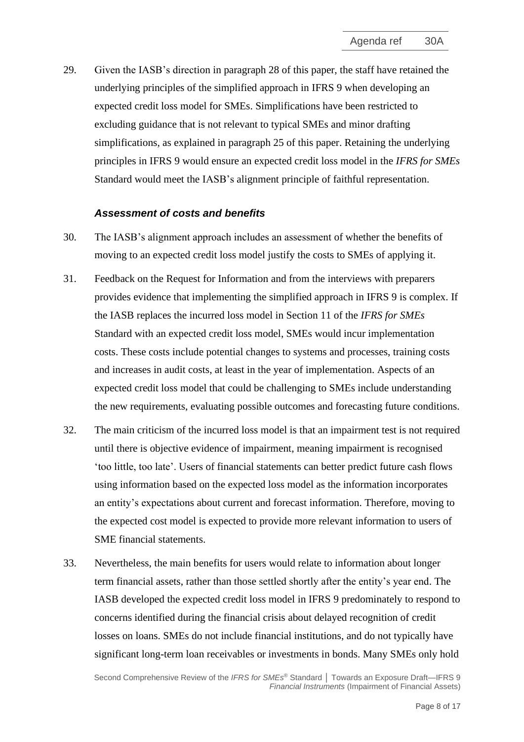29. Given the IASB's direction in paragraph 28 of this paper, the staff have retained the underlying principles of the simplified approach in IFRS 9 when developing an expected credit loss model for SMEs. Simplifications have been restricted to excluding guidance that is not relevant to typical SMEs and minor drafting simplifications, as explained in paragraph 25 of this paper. Retaining the underlying principles in IFRS 9 would ensure an expected credit loss model in the *IFRS for SMEs* Standard would meet the IASB's alignment principle of faithful representation.

### *Assessment of costs and benefits*

30. The IASB's alignment approach includes an assessment of whether the benefits of moving to an expected credit loss model justify the costs to SMEs of applying it.

31. Feedback on the Request for Information and from the interviews with preparers provides evidence that implementing the simplified approach in IFRS 9 is complex. If the IASB replaces the incurred loss model in Section 11 of the *IFRS for SMEs* Standard with an expected credit loss model, SMEs would incur implementation costs. These costs include potential changes to systems and processes, training costs and increases in audit costs, at least in the year of implementation. Aspects of an expected credit loss model that could be challenging to SMEs include understanding the new requirements, evaluating possible outcomes and forecasting future conditions.

32. The main criticism of the incurred loss model is that an impairment test is not required until there is objective evidence of impairment, meaning impairment is recognised 'too little, too late'. Users of financial statements can better predict future cash flows using information based on the expected loss model as the information incorporates an entity's expectations about current and forecast information. Therefore, moving to the expected cost model is expected to provide more relevant information to users of SME financial statements.

33. Nevertheless, the main benefits for users would relate to information about longer term financial assets, rather than those settled shortly after the entity's year end. The IASB developed the expected credit loss model in IFRS 9 predominately to respond to concerns identified during the financial crisis about delayed recognition of credit losses on loans. SMEs do not include financial institutions, and do not typically have significant long-term loan receivables or investments in bonds. Many SMEs only hold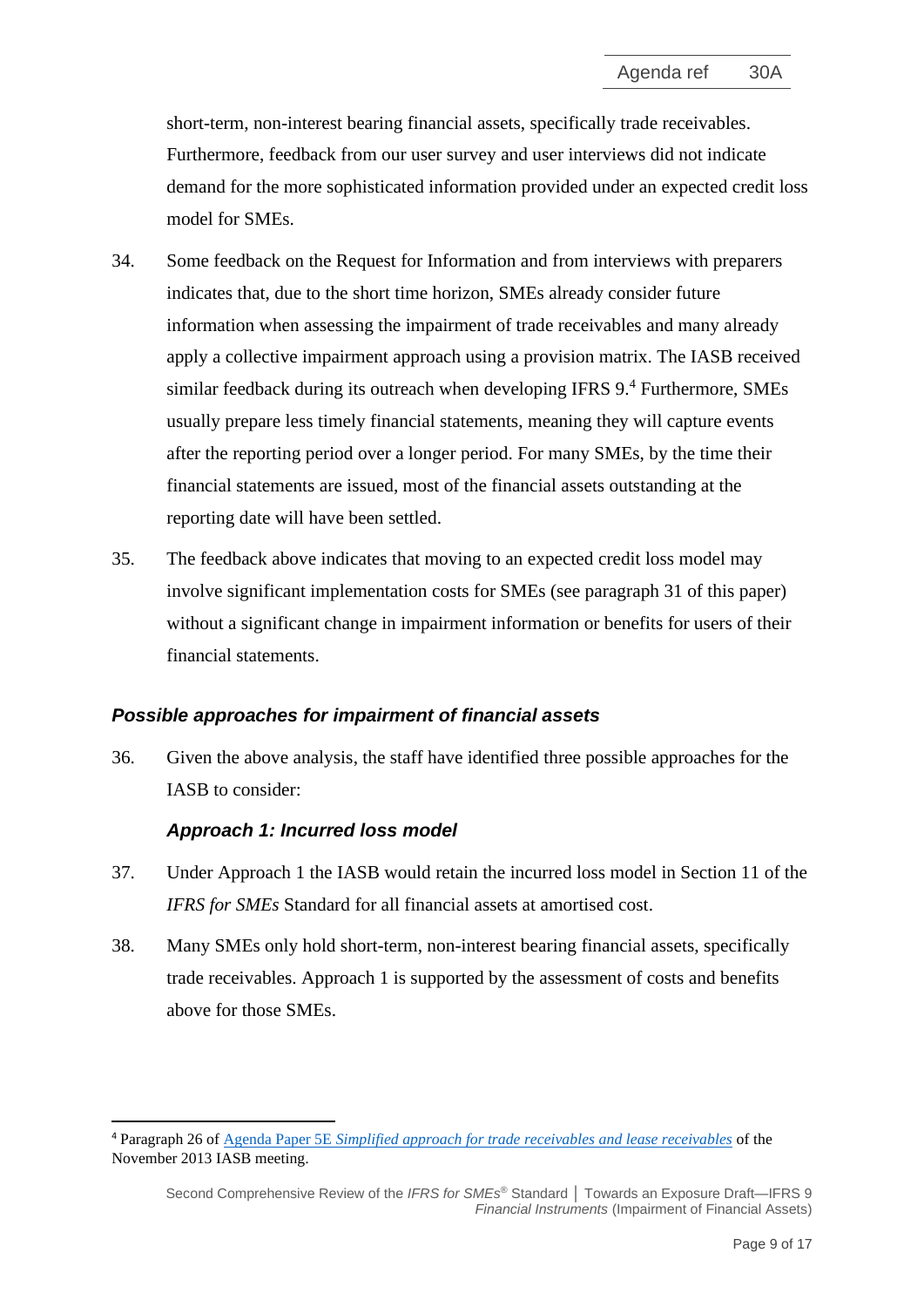short-term, non-interest bearing financial assets, specifically trade receivables. Furthermore, feedback from our user survey and user interviews did not indicate demand for the more sophisticated information provided under an expected credit loss model for SMEs.

34. Some feedback on the Request for Information and from interviews with preparers indicates that, due to the short time horizon, SMEs already consider future information when assessing the impairment of trade receivables and many already apply a collective impairment approach using a provision matrix. The IASB received similar feedback during its outreach when developing IFRS 9.[4] Furthermore, SMEs usually prepare less timely financial statements, meaning they will capture events after the reporting period over a longer period. For many SMEs, by the time their financial statements are issued, most of the financial assets outstanding at the reporting date will have been settled.

35. The feedback above indicates that moving to an expected credit loss model may involve significant implementation costs for SMEs (see paragraph 31 of this paper) without a significant change in impairment information or benefits for users of their financial statements.

### *Possible approaches for impairment of financial assets*

36. Given the above analysis, the staff have identified three possible approaches for the IASB to consider:

#### *Approach 1: Incurred loss model*

37. Under Approach 1 the IASB would retain the incurred loss model in Section 11 of the *IFRS for SMEs* Standard for all financial assets at amortised cost.

38. Many SMEs only hold short-term, non-interest bearing financial assets, specifically trade receivables. Approach 1 is supported by the assessment of costs and benefits above for those SMEs.

---

[4] Paragraph 26 of Agenda Paper 5E *Simplified approach for trade receivables and lease receivables* of the November 2013 IASB meeting.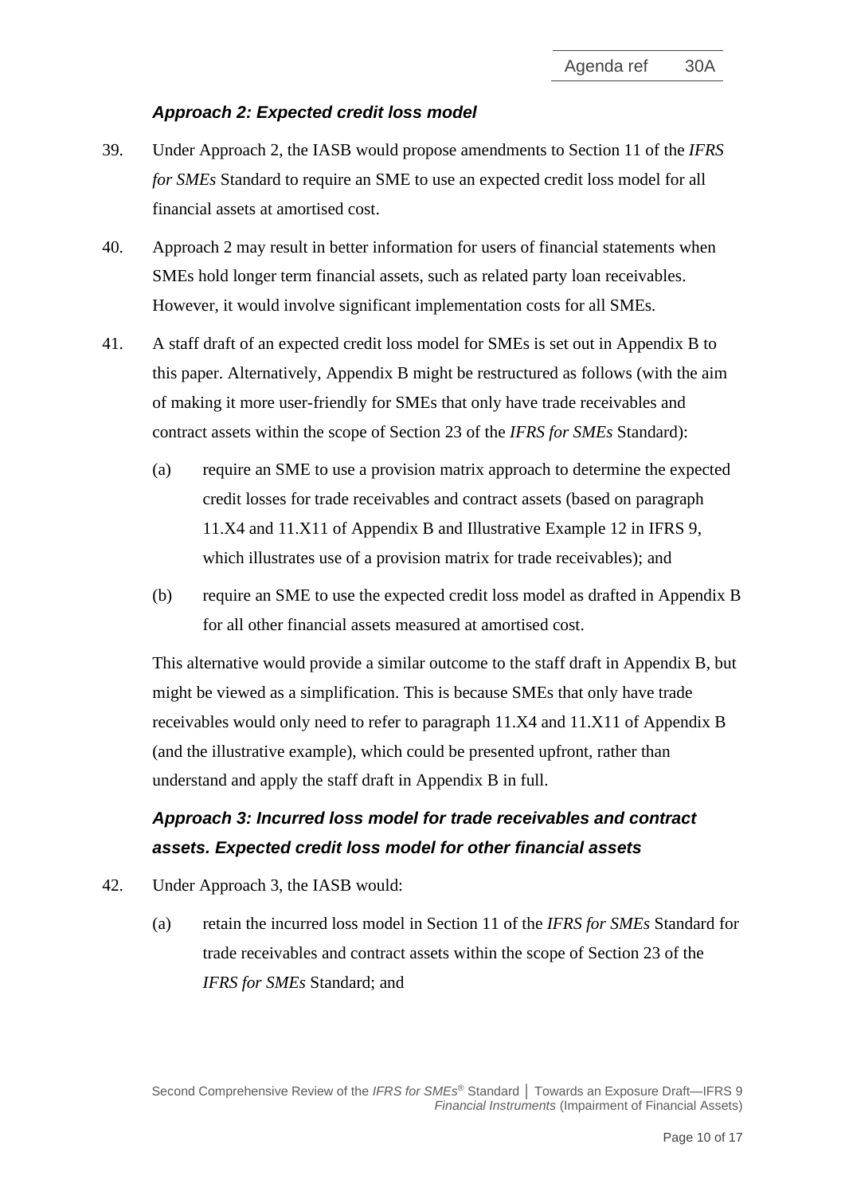### *Approach 2: Expected credit loss model*

39. Under Approach 2, the IASB would propose amendments to Section 11 of the *IFRS for SMEs* Standard to require an SME to use an expected credit loss model for all financial assets at amortised cost.

40. Approach 2 may result in better information for users of financial statements when SMEs hold longer term financial assets, such as related party loan receivables. However, it would involve significant implementation costs for all SMEs.

41. A staff draft of an expected credit loss model for SMEs is set out in Appendix B to this paper. Alternatively, Appendix B might be restructured as follows (with the aim of making it more user-friendly for SMEs that only have trade receivables and contract assets within the scope of Section 23 of the *IFRS for SMEs* Standard):

    (a) require an SME to use a provision matrix approach to determine the expected credit losses for trade receivables and contract assets (based on paragraph 11.X4 and 11.X11 of Appendix B and Illustrative Example 12 in IFRS 9, which illustrates use of a provision matrix for trade receivables); and

    (b) require an SME to use the expected credit loss model as drafted in Appendix B for all other financial assets measured at amortised cost.

    This alternative would provide a similar outcome to the staff draft in Appendix B, but might be viewed as a simplification. This is because SMEs that only have trade receivables would only need to refer to paragraph 11.X4 and 11.X11 of Appendix B (and the illustrative example), which could be presented upfront, rather than understand and apply the staff draft in Appendix B in full.

### *Approach 3: Incurred loss model for trade receivables and contract assets. Expected credit loss model for other financial assets*

42. Under Approach 3, the IASB would:

    (a) retain the incurred loss model in Section 11 of the *IFRS for SMEs* Standard for trade receivables and contract assets within the scope of Section 23 of the *IFRS for SMEs* Standard; and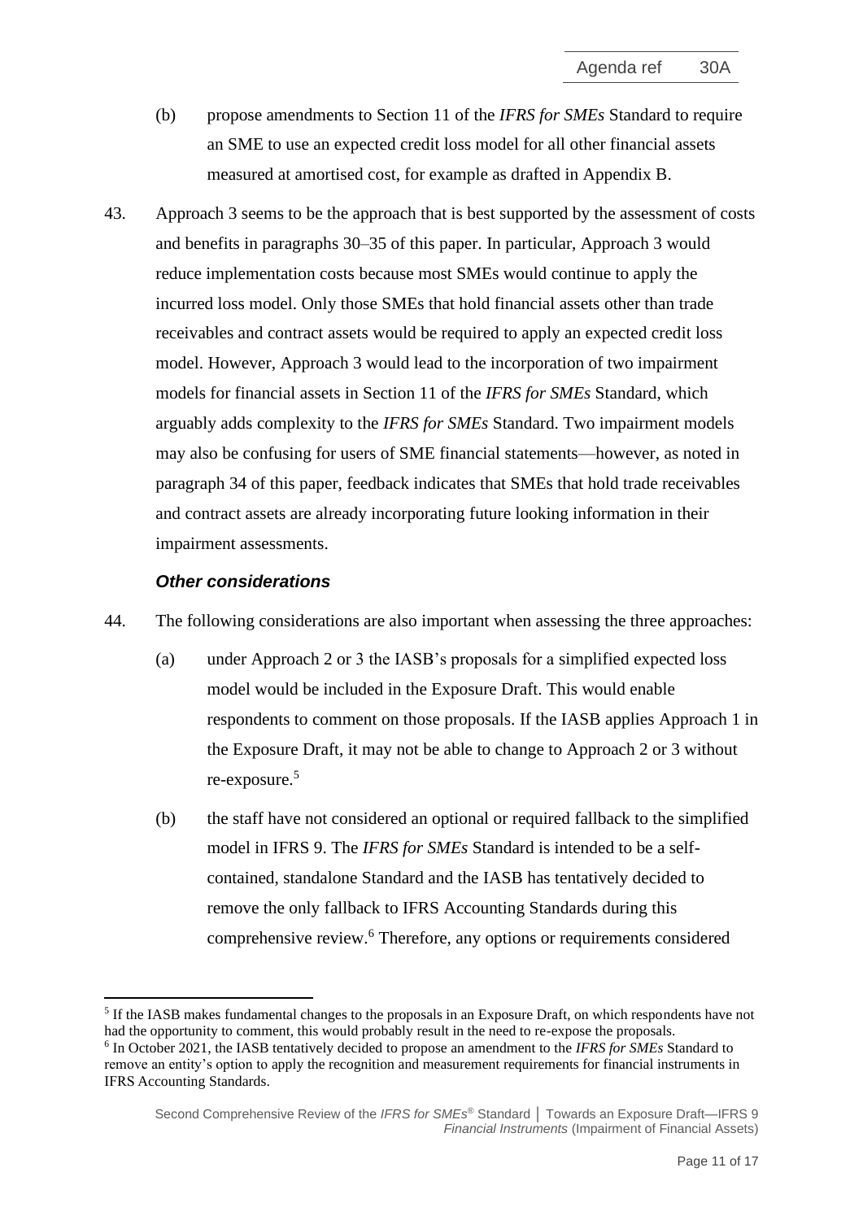(b) propose amendments to Section 11 of the *IFRS for SMEs* Standard to require an SME to use an expected credit loss model for all other financial assets measured at amortised cost, for example as drafted in Appendix B.

43. Approach 3 seems to be the approach that is best supported by the assessment of costs and benefits in paragraphs 30–35 of this paper. In particular, Approach 3 would reduce implementation costs because most SMEs would continue to apply the incurred loss model. Only those SMEs that hold financial assets other than trade receivables and contract assets would be required to apply an expected credit loss model. However, Approach 3 would lead to the incorporation of two impairment models for financial assets in Section 11 of the *IFRS for SMEs* Standard, which arguably adds complexity to the *IFRS for SMEs* Standard. Two impairment models may also be confusing for users of SME financial statements—however, as noted in paragraph 34 of this paper, feedback indicates that SMEs that hold trade receivables and contract assets are already incorporating future looking information in their impairment assessments.

### *Other considerations*

44. The following considerations are also important when assessing the three approaches:

(a) under Approach 2 or 3 the IASB's proposals for a simplified expected loss model would be included in the Exposure Draft. This would enable respondents to comment on those proposals. If the IASB applies Approach 1 in the Exposure Draft, it may not be able to change to Approach 2 or 3 without re-exposure.[5]

(b) the staff have not considered an optional or required fallback to the simplified model in IFRS 9. The *IFRS for SMEs* Standard is intended to be a self-contained, standalone Standard and the IASB has tentatively decided to remove the only fallback to IFRS Accounting Standards during this comprehensive review.[6] Therefore, any options or requirements considered

[5] If the IASB makes fundamental changes to the proposals in an Exposure Draft, on which respondents have not had the opportunity to comment, this would probably result in the need to re-expose the proposals.

[6] In October 2021, the IASB tentatively decided to propose an amendment to the *IFRS for SMEs* Standard to remove an entity's option to apply the recognition and measurement requirements for financial instruments in IFRS Accounting Standards.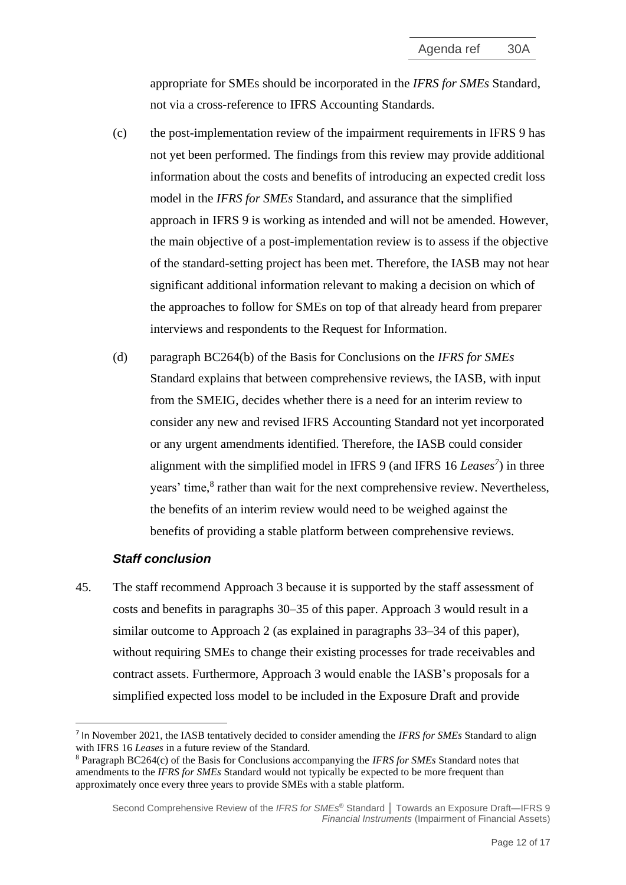appropriate for SMEs should be incorporated in the *IFRS for SMEs* Standard, not via a cross-reference to IFRS Accounting Standards.

(c) the post-implementation review of the impairment requirements in IFRS 9 has not yet been performed. The findings from this review may provide additional information about the costs and benefits of introducing an expected credit loss model in the *IFRS for SMEs* Standard, and assurance that the simplified approach in IFRS 9 is working as intended and will not be amended. However, the main objective of a post-implementation review is to assess if the objective of the standard-setting project has been met. Therefore, the IASB may not hear significant additional information relevant to making a decision on which of the approaches to follow for SMEs on top of that already heard from preparer interviews and respondents to the Request for Information.

(d) paragraph BC264(b) of the Basis for Conclusions on the *IFRS for SMEs* Standard explains that between comprehensive reviews, the IASB, with input from the SMEIG, decides whether there is a need for an interim review to consider any new and revised IFRS Accounting Standard not yet incorporated or any urgent amendments identified. Therefore, the IASB could consider alignment with the simplified model in IFRS 9 (and IFRS 16 *Leases*[7]) in three years' time,[8] rather than wait for the next comprehensive review. Nevertheless, the benefits of an interim review would need to be weighed against the benefits of providing a stable platform between comprehensive reviews.

### *Staff conclusion*

45. The staff recommend Approach 3 because it is supported by the staff assessment of costs and benefits in paragraphs 30–35 of this paper. Approach 3 would result in a similar outcome to Approach 2 (as explained in paragraphs 33–34 of this paper), without requiring SMEs to change their existing processes for trade receivables and contract assets. Furthermore, Approach 3 would enable the IASB's proposals for a simplified expected loss model to be included in the Exposure Draft and provide

---

[7] In November 2021, the IASB tentatively decided to consider amending the *IFRS for SMEs* Standard to align with IFRS 16 *Leases* in a future review of the Standard.

[8] Paragraph BC264(c) of the Basis for Conclusions accompanying the *IFRS for SMEs* Standard notes that amendments to the *IFRS for SMEs* Standard would not typically be expected to be more frequent than approximately once every three years to provide SMEs with a stable platform.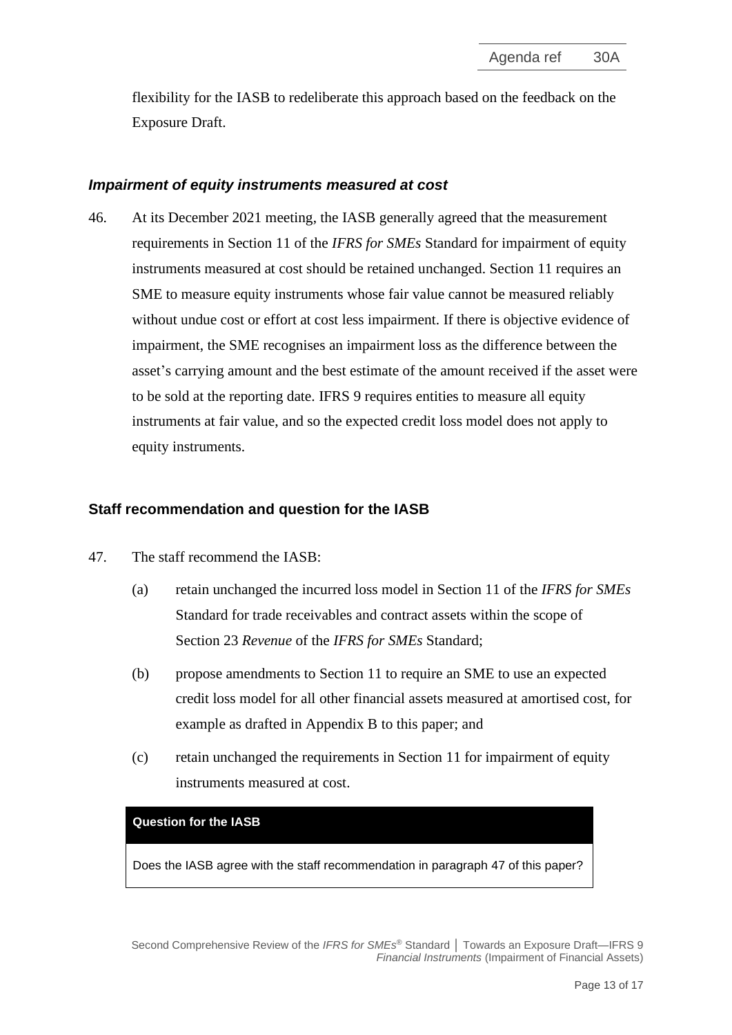flexibility for the IASB to redeliberate this approach based on the feedback on the Exposure Draft.

### *Impairment of equity instruments measured at cost*

46. At its December 2021 meeting, the IASB generally agreed that the measurement requirements in Section 11 of the *IFRS for SMEs* Standard for impairment of equity instruments measured at cost should be retained unchanged. Section 11 requires an SME to measure equity instruments whose fair value cannot be measured reliably without undue cost or effort at cost less impairment. If there is objective evidence of impairment, the SME recognises an impairment loss as the difference between the asset's carrying amount and the best estimate of the amount received if the asset were to be sold at the reporting date. IFRS 9 requires entities to measure all equity instruments at fair value, and so the expected credit loss model does not apply to equity instruments.

## Staff recommendation and question for the IASB

47. The staff recommend the IASB:

    (a) retain unchanged the incurred loss model in Section 11 of the *IFRS for SMEs* Standard for trade receivables and contract assets within the scope of Section 23 *Revenue* of the *IFRS for SMEs* Standard;

    (b) propose amendments to Section 11 to require an SME to use an expected credit loss model for all other financial assets measured at amortised cost, for example as drafted in Appendix B to this paper; and

    (c) retain unchanged the requirements in Section 11 for impairment of equity instruments measured at cost.

**Question for the IASB**

Does the IASB agree with the staff recommendation in paragraph 47 of this paper?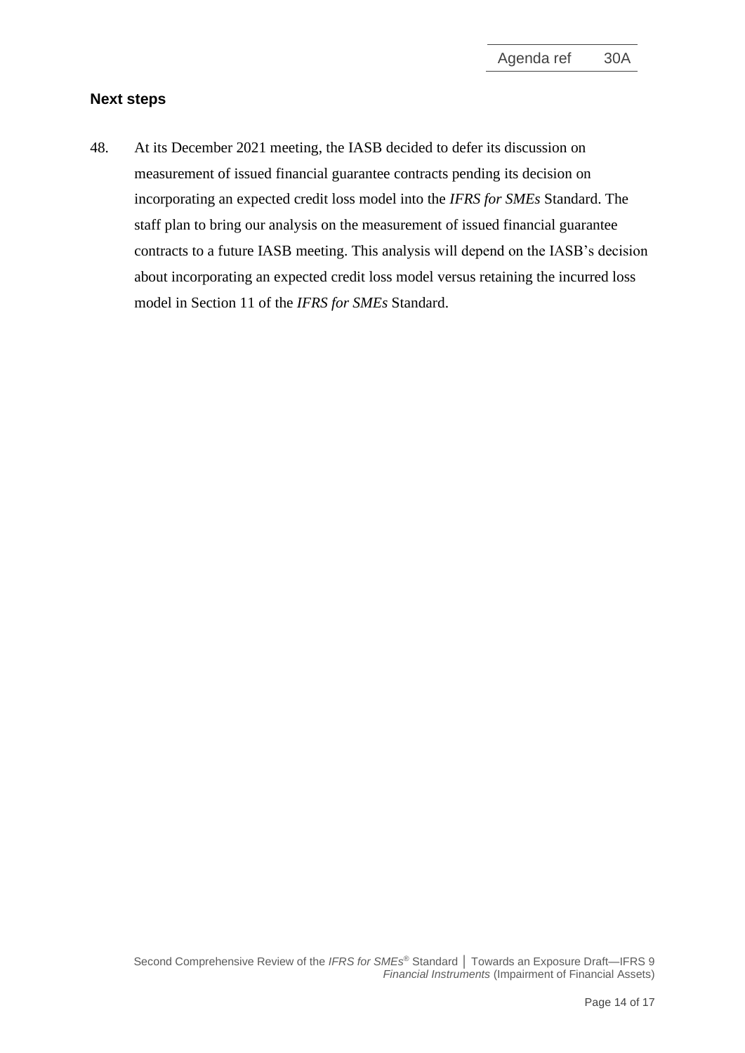## Next steps

48. At its December 2021 meeting, the IASB decided to defer its discussion on measurement of issued financial guarantee contracts pending its decision on incorporating an expected credit loss model into the *IFRS for SMEs* Standard. The staff plan to bring our analysis on the measurement of issued financial guarantee contracts to a future IASB meeting. This analysis will depend on the IASB's decision about incorporating an expected credit loss model versus retaining the incurred loss model in Section 11 of the *IFRS for SMEs* Standard.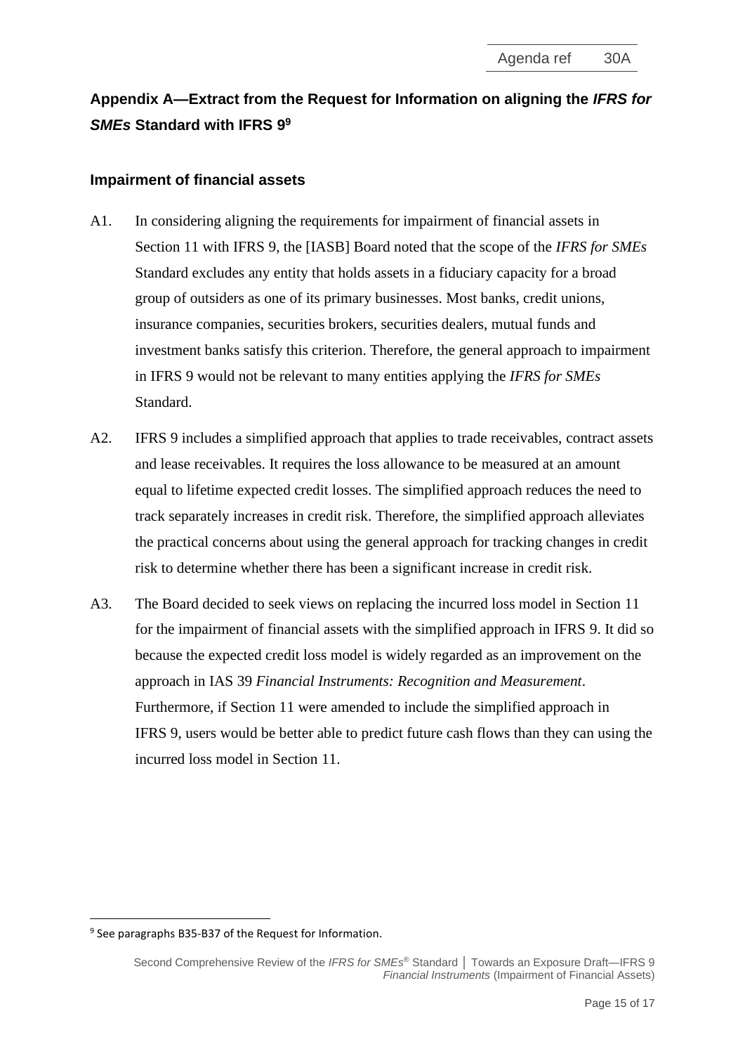## Appendix A—Extract from the Request for Information on aligning the *IFRS for SMEs* Standard with IFRS 9[9]

### Impairment of financial assets

A1. In considering aligning the requirements for impairment of financial assets in Section 11 with IFRS 9, the [IASB] Board noted that the scope of the *IFRS for SMEs* Standard excludes any entity that holds assets in a fiduciary capacity for a broad group of outsiders as one of its primary businesses. Most banks, credit unions, insurance companies, securities brokers, securities dealers, mutual funds and investment banks satisfy this criterion. Therefore, the general approach to impairment in IFRS 9 would not be relevant to many entities applying the *IFRS for SMEs* Standard.

A2. IFRS 9 includes a simplified approach that applies to trade receivables, contract assets and lease receivables. It requires the loss allowance to be measured at an amount equal to lifetime expected credit losses. The simplified approach reduces the need to track separately increases in credit risk. Therefore, the simplified approach alleviates the practical concerns about using the general approach for tracking changes in credit risk to determine whether there has been a significant increase in credit risk.

A3. The Board decided to seek views on replacing the incurred loss model in Section 11 for the impairment of financial assets with the simplified approach in IFRS 9. It did so because the expected credit loss model is widely regarded as an improvement on the approach in IAS 39 *Financial Instruments: Recognition and Measurement*. Furthermore, if Section 11 were amended to include the simplified approach in IFRS 9, users would be better able to predict future cash flows than they can using the incurred loss model in Section 11.

[9] See paragraphs B35-B37 of the Request for Information.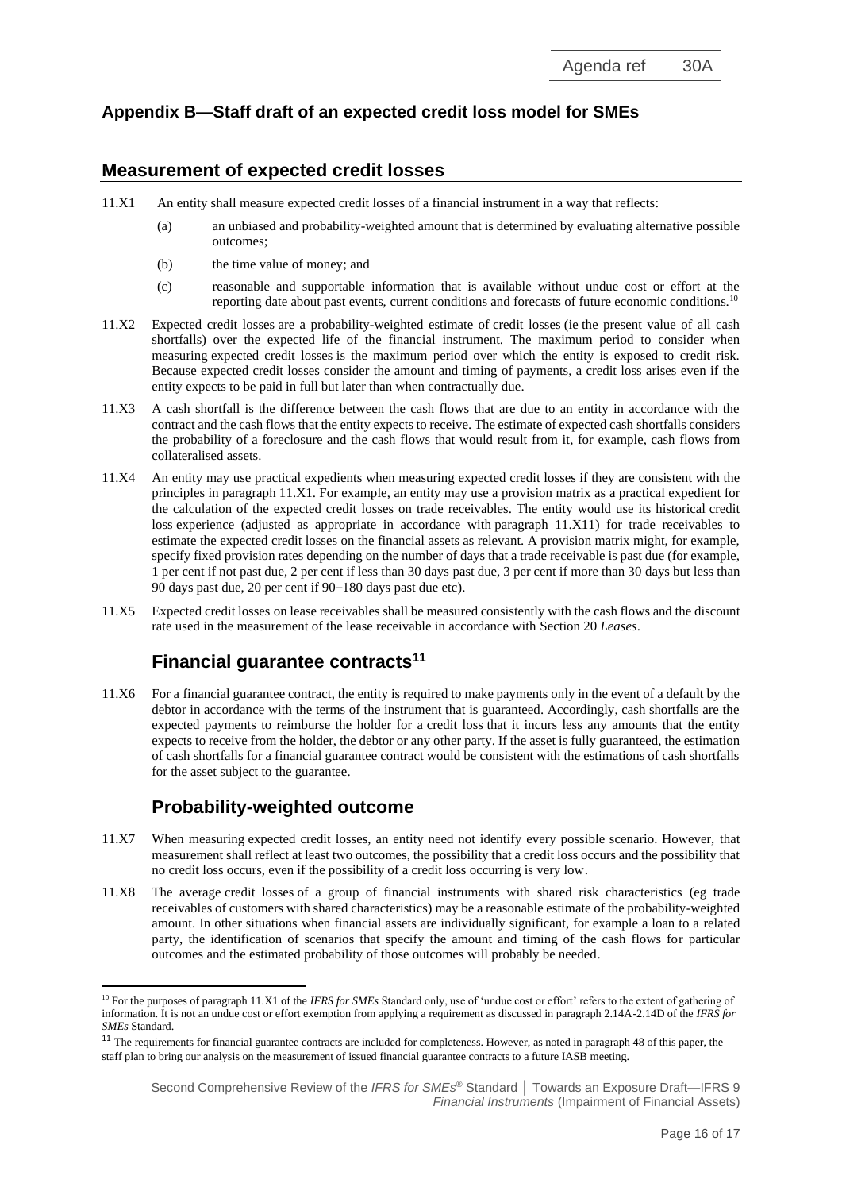## Appendix B—Staff draft of an expected credit loss model for SMEs

## Measurement of expected credit losses

11.X1 An entity shall measure expected credit losses of a financial instrument in a way that reflects:

(a) an unbiased and probability-weighted amount that is determined by evaluating alternative possible outcomes;

(b) the time value of money; and

(c) reasonable and supportable information that is available without undue cost or effort at the reporting date about past events, current conditions and forecasts of future economic conditions.[10]

11.X2 Expected credit losses are a probability-weighted estimate of credit losses (ie the present value of all cash shortfalls) over the expected life of the financial instrument. The maximum period to consider when measuring expected credit losses is the maximum period over which the entity is exposed to credit risk. Because expected credit losses consider the amount and timing of payments, a credit loss arises even if the entity expects to be paid in full but later than when contractually due.

11.X3 A cash shortfall is the difference between the cash flows that are due to an entity in accordance with the contract and the cash flows that the entity expects to receive. The estimate of expected cash shortfalls considers the probability of a foreclosure and the cash flows that would result from it, for example, cash flows from collateralised assets.

11.X4 An entity may use practical expedients when measuring expected credit losses if they are consistent with the principles in paragraph 11.X1. For example, an entity may use a provision matrix as a practical expedient for the calculation of the expected credit losses on trade receivables. The entity would use its historical credit loss experience (adjusted as appropriate in accordance with paragraph 11.X11) for trade receivables to estimate the expected credit losses on the financial assets as relevant. A provision matrix might, for example, specify fixed provision rates depending on the number of days that a trade receivable is past due (for example, 1 per cent if not past due, 2 per cent if less than 30 days past due, 3 per cent if more than 30 days but less than 90 days past due, 20 per cent if 90–180 days past due etc).

11.X5 Expected credit losses on lease receivables shall be measured consistently with the cash flows and the discount rate used in the measurement of the lease receivable in accordance with Section 20 *Leases*.

### Financial guarantee contracts[11]

11.X6 For a financial guarantee contract, the entity is required to make payments only in the event of a default by the debtor in accordance with the terms of the instrument that is guaranteed. Accordingly, cash shortfalls are the expected payments to reimburse the holder for a credit loss that it incurs less any amounts that the entity expects to receive from the holder, the debtor or any other party. If the asset is fully guaranteed, the estimation of cash shortfalls for a financial guarantee contract would be consistent with the estimations of cash shortfalls for the asset subject to the guarantee.

### Probability-weighted outcome

11.X7 When measuring expected credit losses, an entity need not identify every possible scenario. However, that measurement shall reflect at least two outcomes, the possibility that a credit loss occurs and the possibility that no credit loss occurs, even if the possibility of a credit loss occurring is very low.

11.X8 The average credit losses of a group of financial instruments with shared risk characteristics (eg trade receivables of customers with shared characteristics) may be a reasonable estimate of the probability-weighted amount. In other situations when financial assets are individually significant, for example a loan to a related party, the identification of scenarios that specify the amount and timing of the cash flows for particular outcomes and the estimated probability of those outcomes will probably be needed.

[10] For the purposes of paragraph 11.X1 of the *IFRS for SMEs* Standard only, use of 'undue cost or effort' refers to the extent of gathering of information. It is not an undue cost or effort exemption from applying a requirement as discussed in paragraph 2.14A-2.14D of the *IFRS for SMEs* Standard.

[11] The requirements for financial guarantee contracts are included for completeness. However, as noted in paragraph 48 of this paper, the staff plan to bring our analysis on the measurement of issued financial guarantee contracts to a future IASB meeting.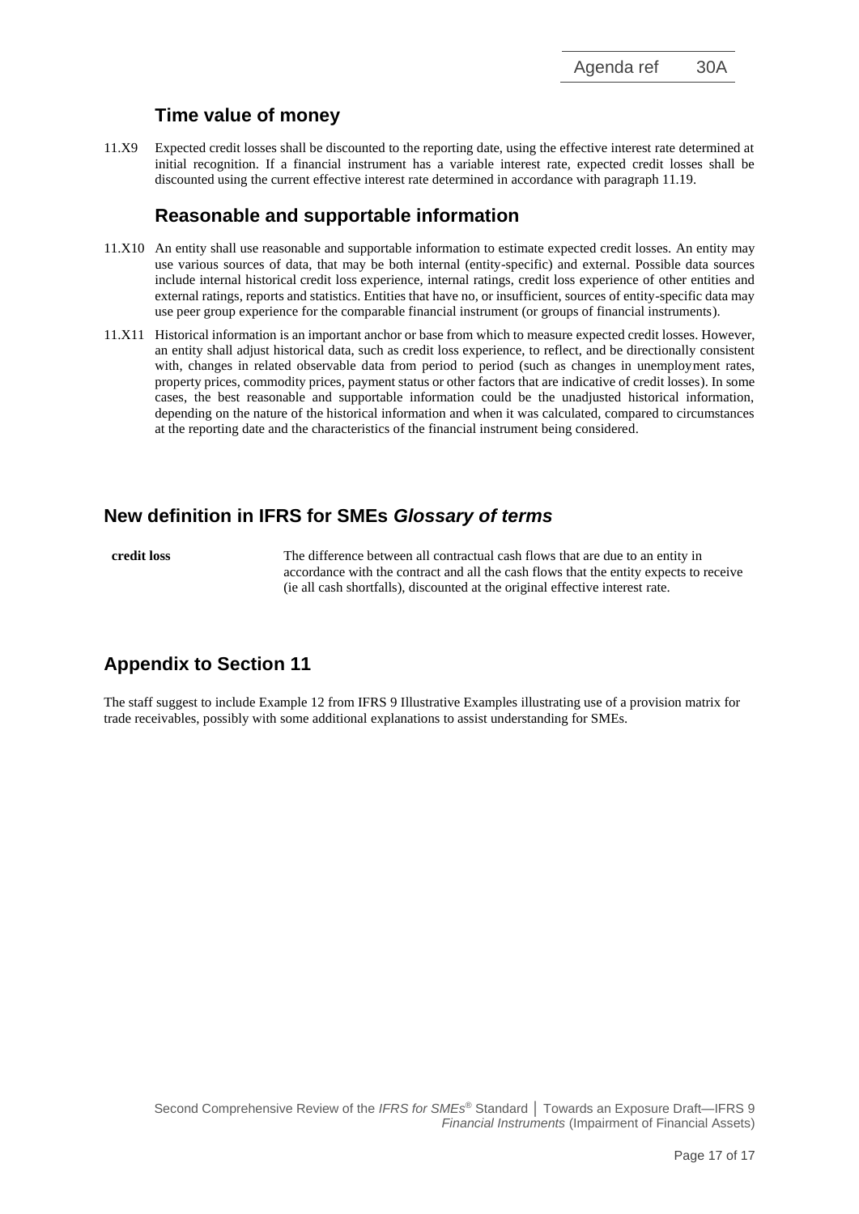### Time value of money

11.X9 Expected credit losses shall be discounted to the reporting date, using the effective interest rate determined at initial recognition. If a financial instrument has a variable interest rate, expected credit losses shall be discounted using the current effective interest rate determined in accordance with paragraph 11.19.

### Reasonable and supportable information

11.X10 An entity shall use reasonable and supportable information to estimate expected credit losses. An entity may use various sources of data, that may be both internal (entity-specific) and external. Possible data sources include internal historical credit loss experience, internal ratings, credit loss experience of other entities and external ratings, reports and statistics. Entities that have no, or insufficient, sources of entity-specific data may use peer group experience for the comparable financial instrument (or groups of financial instruments).

11.X11 Historical information is an important anchor or base from which to measure expected credit losses. However, an entity shall adjust historical data, such as credit loss experience, to reflect, and be directionally consistent with, changes in related observable data from period to period (such as changes in unemployment rates, property prices, commodity prices, payment status or other factors that are indicative of credit losses). In some cases, the best reasonable and supportable information could be the unadjusted historical information, depending on the nature of the historical information and when it was calculated, compared to circumstances at the reporting date and the characteristics of the financial instrument being considered.

## New definition in IFRS for SMEs *Glossary of terms*

| | |
|---|---|
| **credit loss** | The difference between all contractual cash flows that are due to an entity in accordance with the contract and all the cash flows that the entity expects to receive (ie all cash shortfalls), discounted at the original effective interest rate. |

## Appendix to Section 11

The staff suggest to include Example 12 from IFRS 9 Illustrative Examples illustrating use of a provision matrix for trade receivables, possibly with some additional explanations to assist understanding for SMEs.